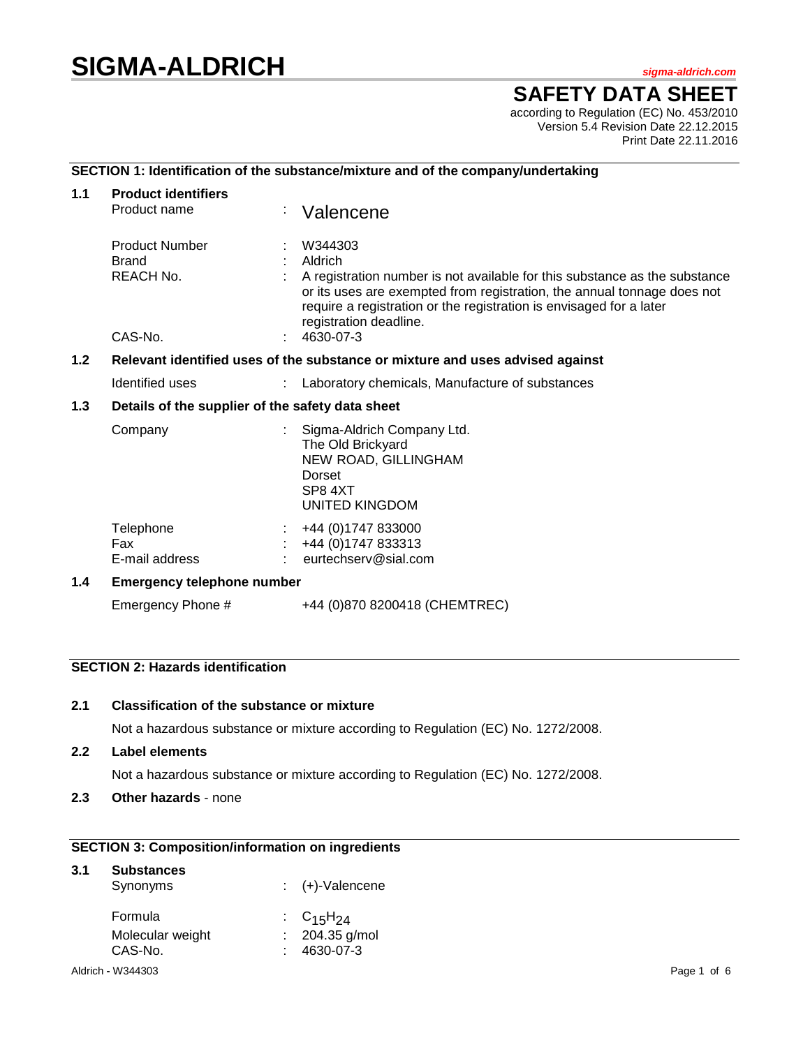# SIGMA-ALDRICH

*sigma-aldrich.com*

## SAFETY DATA SHEET

according to Regulation (EC) No. 453/2010
Version 5.4 Revision Date 22.12.2015
Print Date 22.11.2016

### SECTION 1: Identification of the substance/mixture and of the company/undertaking

**1.1 Product identifiers**

| | | |
|---|---|---|
| Product name | : | Valencene |
| Product Number | : | W344303 |
| Brand | : | Aldrich |
| REACH No. | : | A registration number is not available for this substance as the substance or its uses are exempted from registration, the annual tonnage does not require a registration or the registration is envisaged for a later registration deadline. |
| CAS-No. | : | 4630-07-3 |

**1.2 Relevant identified uses of the substance or mixture and uses advised against**

| | | |
|---|---|---|
| Identified uses | : | Laboratory chemicals, Manufacture of substances |

**1.3 Details of the supplier of the safety data sheet**

| | | |
|---|---|---|
| Company | : | Sigma-Aldrich Company Ltd.<br>The Old Brickyard<br>NEW ROAD, GILLINGHAM<br>Dorset<br>SP8 4XT<br>UNITED KINGDOM |
| Telephone | : | +44 (0)1747 833000 |
| Fax | : | +44 (0)1747 833313 |
| E-mail address | : | eurtechserv@sial.com |

**1.4 Emergency telephone number**

Emergency Phone # +44 (0)870 8200418 (CHEMTREC)

### SECTION 2: Hazards identification

**2.1 Classification of the substance or mixture**

Not a hazardous substance or mixture according to Regulation (EC) No. 1272/2008.

**2.2 Label elements**

Not a hazardous substance or mixture according to Regulation (EC) No. 1272/2008.

**2.3 Other hazards** - none

### SECTION 3: Composition/information on ingredients

**3.1 Substances**

| | | |
|---|---|---|
| Synonyms | : | (+)-Valencene |
| Formula | : | $C_{15}H_{24}$ |
| Molecular weight | : | 204.35 g/mol |
| CAS-No. | : | 4630-07-3 |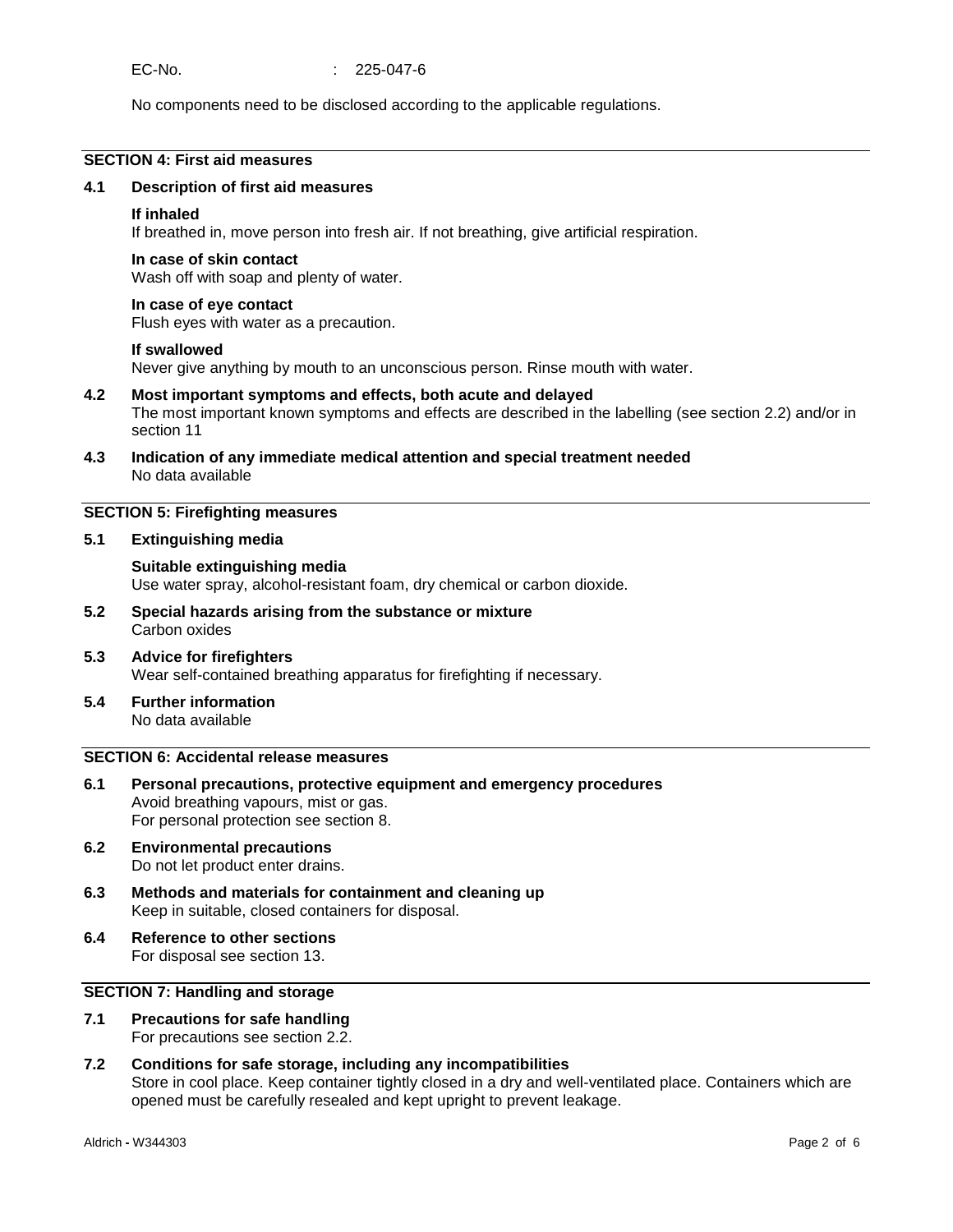EC-No. : 225-047-6

No components need to be disclosed according to the applicable regulations.

## SECTION 4: First aid measures

### 4.1 Description of first aid measures

**If inhaled**
If breathed in, move person into fresh air. If not breathing, give artificial respiration.

**In case of skin contact**
Wash off with soap and plenty of water.

**In case of eye contact**
Flush eyes with water as a precaution.

**If swallowed**
Never give anything by mouth to an unconscious person. Rinse mouth with water.

### 4.2 Most important symptoms and effects, both acute and delayed

The most important known symptoms and effects are described in the labelling (see section 2.2) and/or in section 11

### 4.3 Indication of any immediate medical attention and special treatment needed

No data available

## SECTION 5: Firefighting measures

### 5.1 Extinguishing media

**Suitable extinguishing media**
Use water spray, alcohol-resistant foam, dry chemical or carbon dioxide.

### 5.2 Special hazards arising from the substance or mixture

Carbon oxides

### 5.3 Advice for firefighters

Wear self-contained breathing apparatus for firefighting if necessary.

### 5.4 Further information

No data available

## SECTION 6: Accidental release measures

### 6.1 Personal precautions, protective equipment and emergency procedures

Avoid breathing vapours, mist or gas.
For personal protection see section 8.

### 6.2 Environmental precautions

Do not let product enter drains.

### 6.3 Methods and materials for containment and cleaning up

Keep in suitable, closed containers for disposal.

### 6.4 Reference to other sections

For disposal see section 13.

## SECTION 7: Handling and storage

### 7.1 Precautions for safe handling

For precautions see section 2.2.

### 7.2 Conditions for safe storage, including any incompatibilities

Store in cool place. Keep container tightly closed in a dry and well-ventilated place. Containers which are opened must be carefully resealed and kept upright to prevent leakage.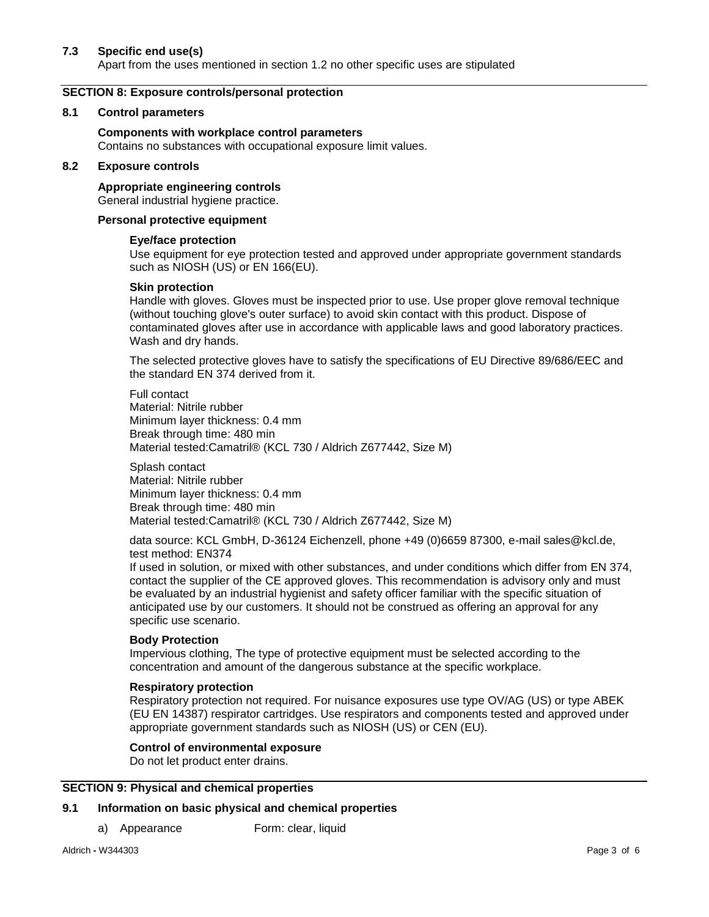### 7.3 Specific end use(s)

Apart from the uses mentioned in section 1.2 no other specific uses are stipulated

## SECTION 8: Exposure controls/personal protection

### 8.1 Control parameters

**Components with workplace control parameters**

Contains no substances with occupational exposure limit values.

### 8.2 Exposure controls

**Appropriate engineering controls**

General industrial hygiene practice.

**Personal protective equipment**

**Eye/face protection**

Use equipment for eye protection tested and approved under appropriate government standards such as NIOSH (US) or EN 166(EU).

**Skin protection**

Handle with gloves. Gloves must be inspected prior to use. Use proper glove removal technique (without touching glove's outer surface) to avoid skin contact with this product. Dispose of contaminated gloves after use in accordance with applicable laws and good laboratory practices. Wash and dry hands.

The selected protective gloves have to satisfy the specifications of EU Directive 89/686/EEC and the standard EN 374 derived from it.

Full contact
Material: Nitrile rubber
Minimum layer thickness: 0.4 mm
Break through time: 480 min
Material tested:Camatril® (KCL 730 / Aldrich Z677442, Size M)

Splash contact
Material: Nitrile rubber
Minimum layer thickness: 0.4 mm
Break through time: 480 min
Material tested:Camatril® (KCL 730 / Aldrich Z677442, Size M)

data source: KCL GmbH, D-36124 Eichenzell, phone +49 (0)6659 87300, e-mail sales@kcl.de, test method: EN374
If used in solution, or mixed with other substances, and under conditions which differ from EN 374, contact the supplier of the CE approved gloves. This recommendation is advisory only and must be evaluated by an industrial hygienist and safety officer familiar with the specific situation of anticipated use by our customers. It should not be construed as offering an approval for any specific use scenario.

**Body Protection**

Impervious clothing, The type of protective equipment must be selected according to the concentration and amount of the dangerous substance at the specific workplace.

**Respiratory protection**

Respiratory protection not required. For nuisance exposures use type OV/AG (US) or type ABEK (EU EN 14387) respirator cartridges. Use respirators and components tested and approved under appropriate government standards such as NIOSH (US) or CEN (EU).

**Control of environmental exposure**

Do not let product enter drains.

## SECTION 9: Physical and chemical properties

### 9.1 Information on basic physical and chemical properties

a) Appearance — Form: clear, liquid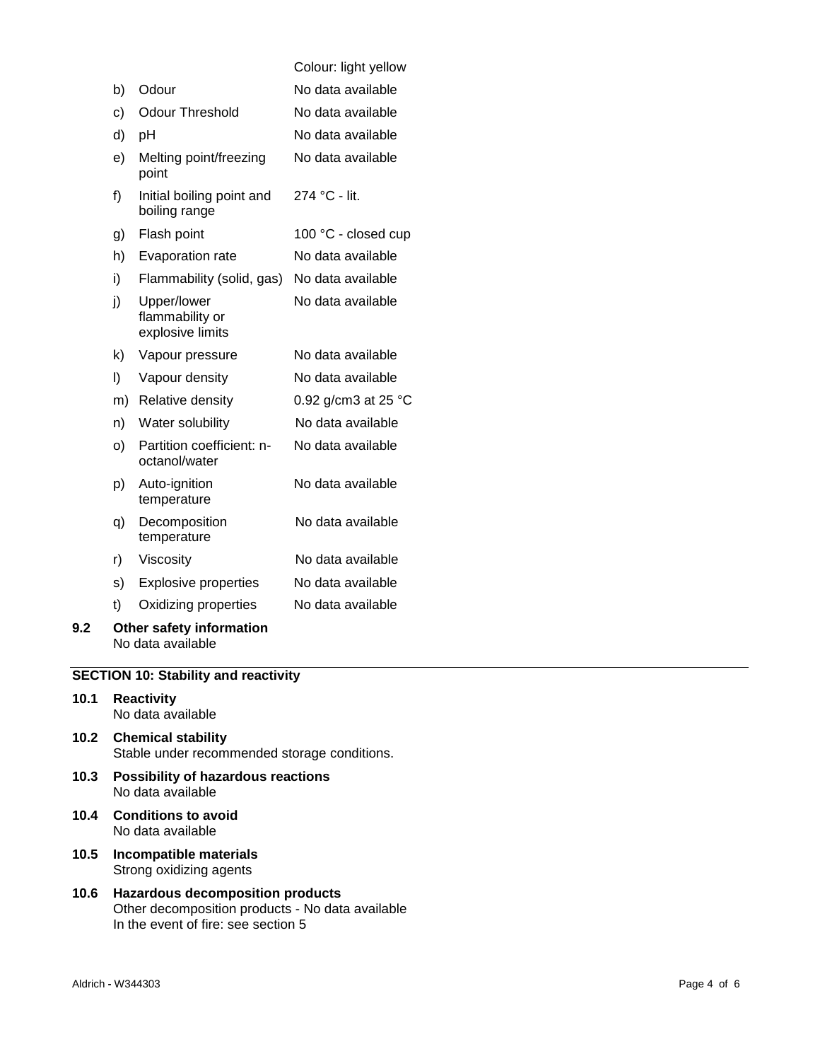| | | |
|---|---|---|
| | | Colour: light yellow |
| b) | Odour | No data available |
| c) | Odour Threshold | No data available |
| d) | pH | No data available |
| e) | Melting point/freezing point | No data available |
| f) | Initial boiling point and boiling range | 274 °C - lit. |
| g) | Flash point | 100 °C - closed cup |
| h) | Evaporation rate | No data available |
| i) | Flammability (solid, gas) | No data available |
| j) | Upper/lower flammability or explosive limits | No data available |
| k) | Vapour pressure | No data available |
| l) | Vapour density | No data available |
| m) | Relative density | 0.92 g/cm3 at 25 °C |
| n) | Water solubility | No data available |
| o) | Partition coefficient: n-octanol/water | No data available |
| p) | Auto-ignition temperature | No data available |
| q) | Decomposition temperature | No data available |
| r) | Viscosity | No data available |
| s) | Explosive properties | No data available |
| t) | Oxidizing properties | No data available |

**9.2 Other safety information**
No data available

## SECTION 10: Stability and reactivity

**10.1 Reactivity**
No data available

**10.2 Chemical stability**
Stable under recommended storage conditions.

**10.3 Possibility of hazardous reactions**
No data available

**10.4 Conditions to avoid**
No data available

**10.5 Incompatible materials**
Strong oxidizing agents

**10.6 Hazardous decomposition products**
Other decomposition products - No data available
In the event of fire: see section 5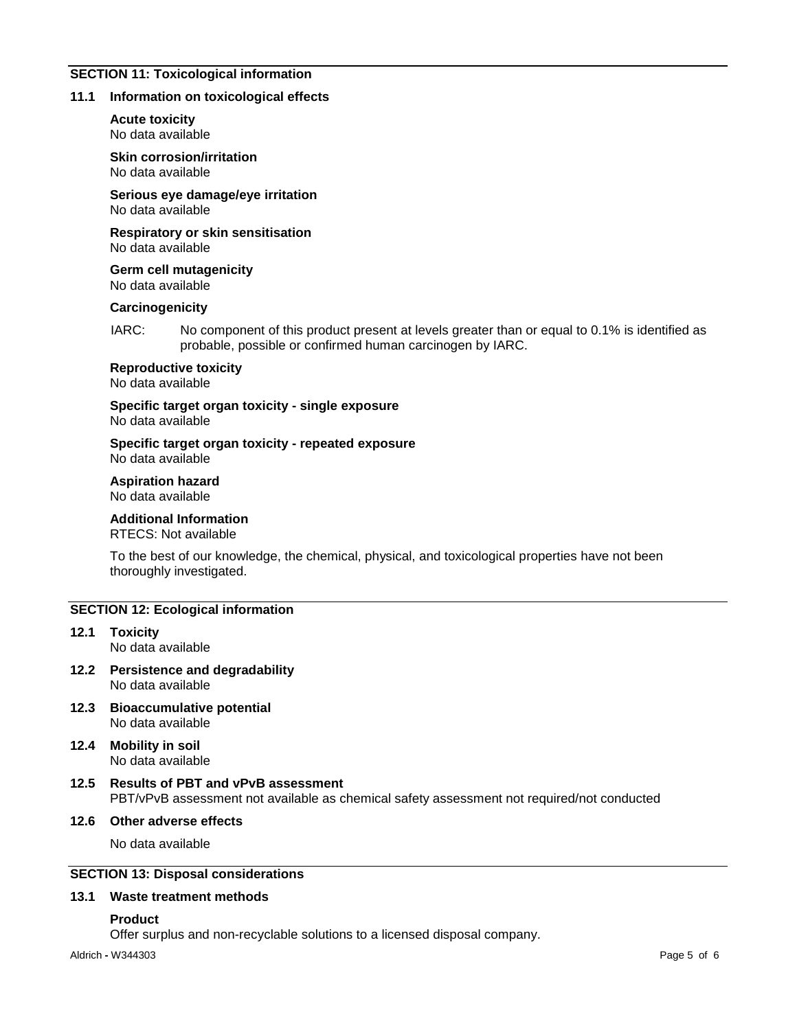## SECTION 11: Toxicological information

### 11.1 Information on toxicological effects

**Acute toxicity**
No data available

**Skin corrosion/irritation**
No data available

**Serious eye damage/eye irritation**
No data available

**Respiratory or skin sensitisation**
No data available

**Germ cell mutagenicity**
No data available

**Carcinogenicity**

IARC: No component of this product present at levels greater than or equal to 0.1% is identified as probable, possible or confirmed human carcinogen by IARC.

**Reproductive toxicity**
No data available

**Specific target organ toxicity - single exposure**
No data available

**Specific target organ toxicity - repeated exposure**
No data available

**Aspiration hazard**
No data available

**Additional Information**
RTECS: Not available

To the best of our knowledge, the chemical, physical, and toxicological properties have not been thoroughly investigated.

## SECTION 12: Ecological information

### 12.1 Toxicity
No data available

### 12.2 Persistence and degradability
No data available

### 12.3 Bioaccumulative potential
No data available

### 12.4 Mobility in soil
No data available

### 12.5 Results of PBT and vPvB assessment
PBT/vPvB assessment not available as chemical safety assessment not required/not conducted

### 12.6 Other adverse effects

No data available

## SECTION 13: Disposal considerations

### 13.1 Waste treatment methods

**Product**
Offer surplus and non-recyclable solutions to a licensed disposal company.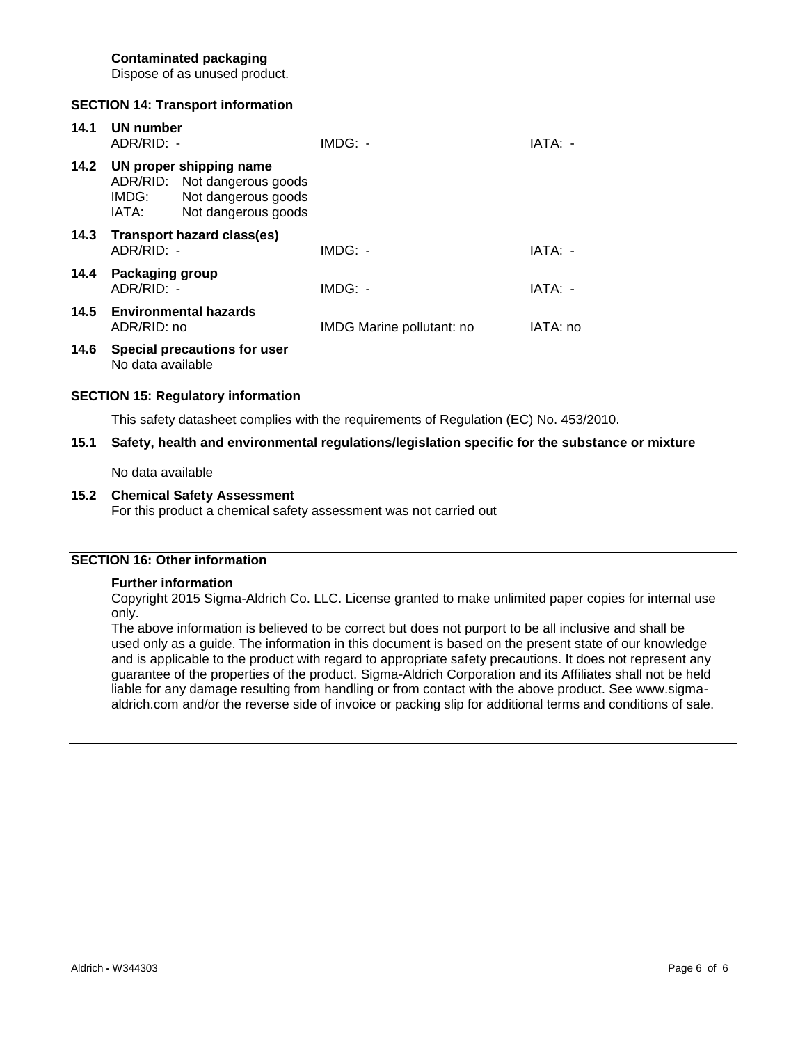**Contaminated packaging**

Dispose of as unused product.

## SECTION 14: Transport information

**14.1 UN number**

| | | |
|---|---|---|
| ADR/RID: - | IMDG: - | IATA: - |

**14.2 UN proper shipping name**

| | |
|---|---|
| ADR/RID: | Not dangerous goods |
| IMDG: | Not dangerous goods |
| IATA: | Not dangerous goods |

**14.3 Transport hazard class(es)**

| | | |
|---|---|---|
| ADR/RID: - | IMDG: - | IATA: - |

**14.4 Packaging group**

| | | |
|---|---|---|
| ADR/RID: - | IMDG: - | IATA: - |

**14.5 Environmental hazards**

| | | |
|---|---|---|
| ADR/RID: no | IMDG Marine pollutant: no | IATA: no |

**14.6 Special precautions for user**

No data available

## SECTION 15: Regulatory information

This safety datasheet complies with the requirements of Regulation (EC) No. 453/2010.

**15.1 Safety, health and environmental regulations/legislation specific for the substance or mixture**

No data available

**15.2 Chemical Safety Assessment**

For this product a chemical safety assessment was not carried out

## SECTION 16: Other information

**Further information**

Copyright 2015 Sigma-Aldrich Co. LLC. License granted to make unlimited paper copies for internal use only.

The above information is believed to be correct but does not purport to be all inclusive and shall be used only as a guide. The information in this document is based on the present state of our knowledge and is applicable to the product with regard to appropriate safety precautions. It does not represent any guarantee of the properties of the product. Sigma-Aldrich Corporation and its Affiliates shall not be held liable for any damage resulting from handling or from contact with the above product. See www.sigma-aldrich.com and/or the reverse side of invoice or packing slip for additional terms and conditions of sale.